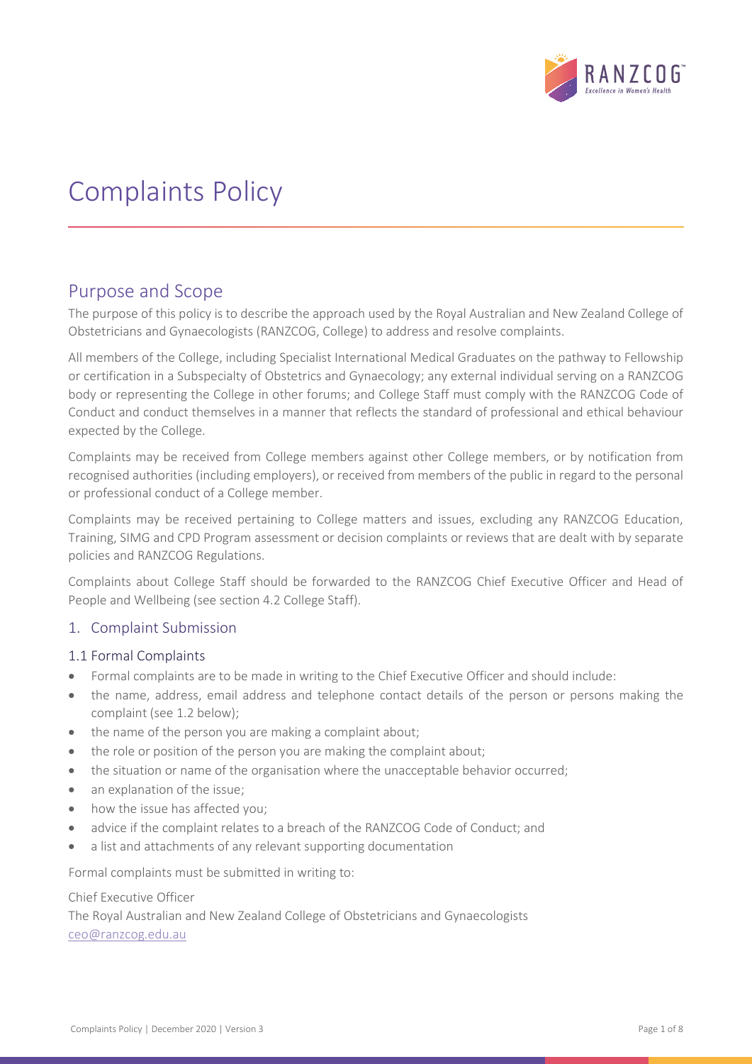# Complaints Policy

## Purpose and Scope

The purpose of this policy is to describe the approach used by the Royal Australian and New Zealand College of Obstetricians and Gynaecologists (RANZCOG, College) to address and resolve complaints.

All members of the College, including Specialist International Medical Graduates on the pathway to Fellowship or certification in a Subspecialty of Obstetrics and Gynaecology; any external individual serving on a RANZCOG body or representing the College in other forums; and College Staff must comply with the RANZCOG Code of Conduct and conduct themselves in a manner that reflects the standard of professional and ethical behaviour expected by the College.

Complaints may be received from College members against other College members, or by notification from recognised authorities (including employers), or received from members of the public in regard to the personal or professional conduct of a College member.

Complaints may be received pertaining to College matters and issues, excluding any RANZCOG Education, Training, SIMG and CPD Program assessment or decision complaints or reviews that are dealt with by separate policies and RANZCOG Regulations.

Complaints about College Staff should be forwarded to the RANZCOG Chief Executive Officer and Head of People and Wellbeing (see section 4.2 College Staff).

### 1. Complaint Submission

#### 1.1 Formal Complaints

- Formal complaints are to be made in writing to the Chief Executive Officer and should include:
- the name, address, email address and telephone contact details of the person or persons making the complaint (see 1.2 below);
- the name of the person you are making a complaint about;
- the role or position of the person you are making the complaint about;
- the situation or name of the organisation where the unacceptable behavior occurred;
- an explanation of the issue;
- how the issue has affected you;
- advice if the complaint relates to a breach of the RANZCOG Code of Conduct; and
- a list and attachments of any relevant supporting documentation

Formal complaints must be submitted in writing to:

Chief Executive Officer
The Royal Australian and New Zealand College of Obstetricians and Gynaecologists
ceo@ranzcog.edu.au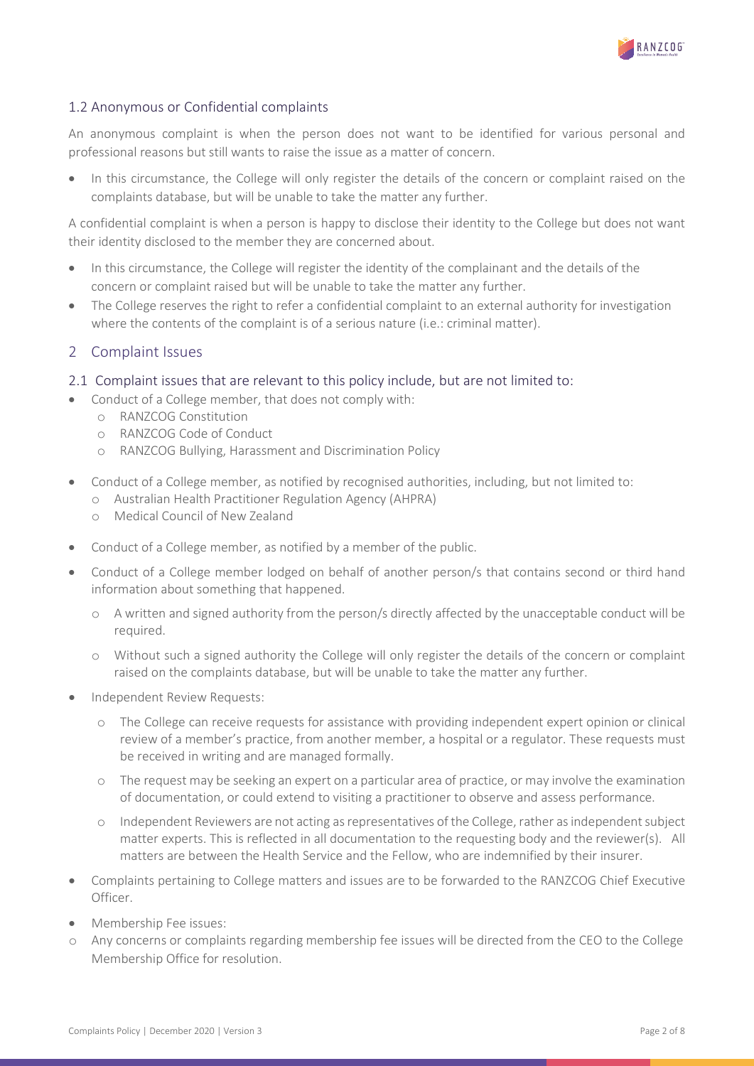### 1.2 Anonymous or Confidential complaints

An anonymous complaint is when the person does not want to be identified for various personal and professional reasons but still wants to raise the issue as a matter of concern.

- In this circumstance, the College will only register the details of the concern or complaint raised on the complaints database, but will be unable to take the matter any further.

A confidential complaint is when a person is happy to disclose their identity to the College but does not want their identity disclosed to the member they are concerned about.

- In this circumstance, the College will register the identity of the complainant and the details of the concern or complaint raised but will be unable to take the matter any further.
- The College reserves the right to refer a confidential complaint to an external authority for investigation where the contents of the complaint is of a serious nature (i.e.: criminal matter).

## 2 Complaint Issues

### 2.1 Complaint issues that are relevant to this policy include, but are not limited to:

- Conduct of a College member, that does not comply with:
  - RANZCOG Constitution
  - RANZCOG Code of Conduct
  - RANZCOG Bullying, Harassment and Discrimination Policy
- Conduct of a College member, as notified by recognised authorities, including, but not limited to:
  - Australian Health Practitioner Regulation Agency (AHPRA)
  - Medical Council of New Zealand
- Conduct of a College member, as notified by a member of the public.
- Conduct of a College member lodged on behalf of another person/s that contains second or third hand information about something that happened.
  - A written and signed authority from the person/s directly affected by the unacceptable conduct will be required.
  - Without such a signed authority the College will only register the details of the concern or complaint raised on the complaints database, but will be unable to take the matter any further.
- Independent Review Requests:
  - The College can receive requests for assistance with providing independent expert opinion or clinical review of a member's practice, from another member, a hospital or a regulator. These requests must be received in writing and are managed formally.
  - The request may be seeking an expert on a particular area of practice, or may involve the examination of documentation, or could extend to visiting a practitioner to observe and assess performance.
  - Independent Reviewers are not acting as representatives of the College, rather as independent subject matter experts. This is reflected in all documentation to the requesting body and the reviewer(s). All matters are between the Health Service and the Fellow, who are indemnified by their insurer.
- Complaints pertaining to College matters and issues are to be forwarded to the RANZCOG Chief Executive Officer.
- Membership Fee issues:
  - Any concerns or complaints regarding membership fee issues will be directed from the CEO to the College Membership Office for resolution.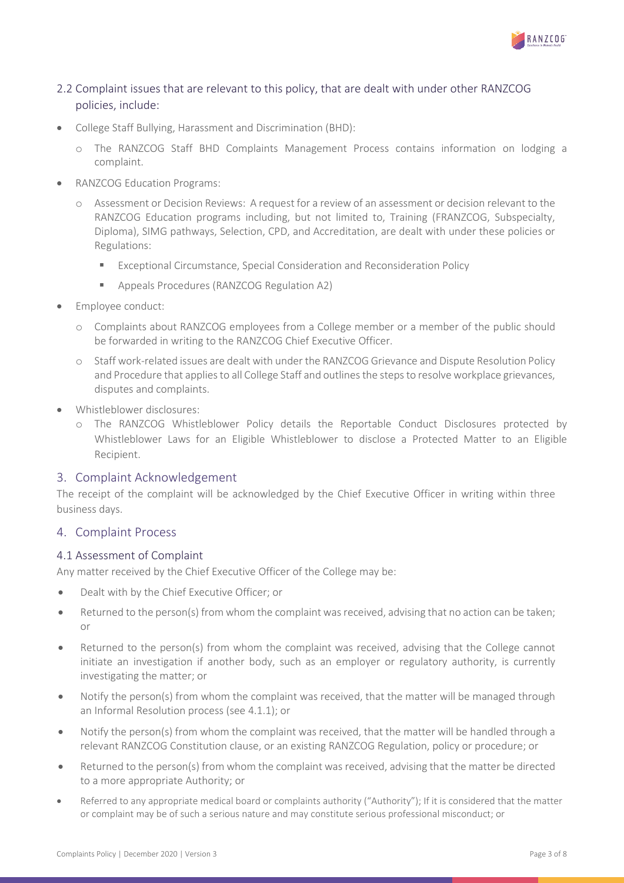## 2.2 Complaint issues that are relevant to this policy, that are dealt with under other RANZCOG policies, include:

- College Staff Bullying, Harassment and Discrimination (BHD):
  - The RANZCOG Staff BHD Complaints Management Process contains information on lodging a complaint.
- RANZCOG Education Programs:
  - Assessment or Decision Reviews: A request for a review of an assessment or decision relevant to the RANZCOG Education programs including, but not limited to, Training (FRANZCOG, Subspecialty, Diploma), SIMG pathways, Selection, CPD, and Accreditation, are dealt with under these policies or Regulations:
    - Exceptional Circumstance, Special Consideration and Reconsideration Policy
    - Appeals Procedures (RANZCOG Regulation A2)
- Employee conduct:
  - Complaints about RANZCOG employees from a College member or a member of the public should be forwarded in writing to the RANZCOG Chief Executive Officer.
  - Staff work-related issues are dealt with under the RANZCOG Grievance and Dispute Resolution Policy and Procedure that applies to all College Staff and outlines the steps to resolve workplace grievances, disputes and complaints.
- Whistleblower disclosures:
  - The RANZCOG Whistleblower Policy details the Reportable Conduct Disclosures protected by Whistleblower Laws for an Eligible Whistleblower to disclose a Protected Matter to an Eligible Recipient.

# 3. Complaint Acknowledgement

The receipt of the complaint will be acknowledged by the Chief Executive Officer in writing within three business days.

# 4. Complaint Process

## 4.1 Assessment of Complaint

Any matter received by the Chief Executive Officer of the College may be:

- Dealt with by the Chief Executive Officer; or
- Returned to the person(s) from whom the complaint was received, advising that no action can be taken; or
- Returned to the person(s) from whom the complaint was received, advising that the College cannot initiate an investigation if another body, such as an employer or regulatory authority, is currently investigating the matter; or
- Notify the person(s) from whom the complaint was received, that the matter will be managed through an Informal Resolution process (see 4.1.1); or
- Notify the person(s) from whom the complaint was received, that the matter will be handled through a relevant RANZCOG Constitution clause, or an existing RANZCOG Regulation, policy or procedure; or
- Returned to the person(s) from whom the complaint was received, advising that the matter be directed to a more appropriate Authority; or
- Referred to any appropriate medical board or complaints authority ("Authority"); If it is considered that the matter or complaint may be of such a serious nature and may constitute serious professional misconduct; or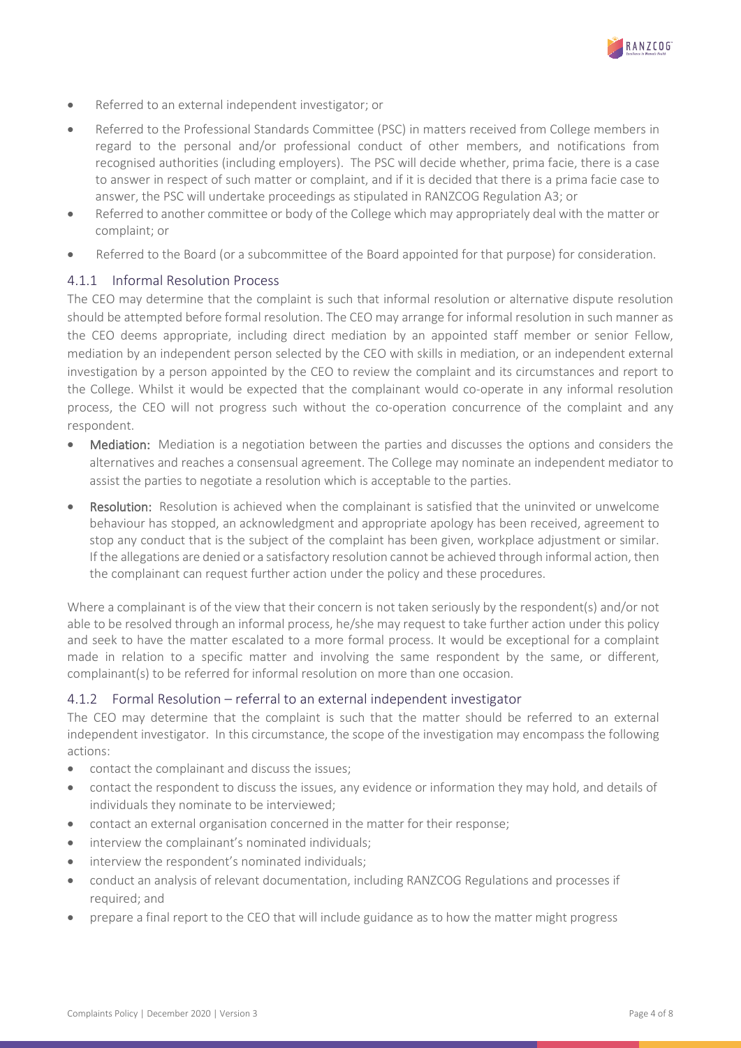- Referred to an external independent investigator; or
- Referred to the Professional Standards Committee (PSC) in matters received from College members in regard to the personal and/or professional conduct of other members, and notifications from recognised authorities (including employers). The PSC will decide whether, prima facie, there is a case to answer in respect of such matter or complaint, and if it is decided that there is a prima facie case to answer, the PSC will undertake proceedings as stipulated in RANZCOG Regulation A3; or
- Referred to another committee or body of the College which may appropriately deal with the matter or complaint; or
- Referred to the Board (or a subcommittee of the Board appointed for that purpose) for consideration.

### 4.1.1 Informal Resolution Process

The CEO may determine that the complaint is such that informal resolution or alternative dispute resolution should be attempted before formal resolution. The CEO may arrange for informal resolution in such manner as the CEO deems appropriate, including direct mediation by an appointed staff member or senior Fellow, mediation by an independent person selected by the CEO with skills in mediation, or an independent external investigation by a person appointed by the CEO to review the complaint and its circumstances and report to the College. Whilst it would be expected that the complainant would co-operate in any informal resolution process, the CEO will not progress such without the co-operation concurrence of the complaint and any respondent.

- **Mediation:** Mediation is a negotiation between the parties and discusses the options and considers the alternatives and reaches a consensual agreement. The College may nominate an independent mediator to assist the parties to negotiate a resolution which is acceptable to the parties.
- **Resolution:** Resolution is achieved when the complainant is satisfied that the uninvited or unwelcome behaviour has stopped, an acknowledgment and appropriate apology has been received, agreement to stop any conduct that is the subject of the complaint has been given, workplace adjustment or similar. If the allegations are denied or a satisfactory resolution cannot be achieved through informal action, then the complainant can request further action under the policy and these procedures.

Where a complainant is of the view that their concern is not taken seriously by the respondent(s) and/or not able to be resolved through an informal process, he/she may request to take further action under this policy and seek to have the matter escalated to a more formal process. It would be exceptional for a complaint made in relation to a specific matter and involving the same respondent by the same, or different, complainant(s) to be referred for informal resolution on more than one occasion.

### 4.1.2 Formal Resolution – referral to an external independent investigator

The CEO may determine that the complaint is such that the matter should be referred to an external independent investigator. In this circumstance, the scope of the investigation may encompass the following actions:

- contact the complainant and discuss the issues;
- contact the respondent to discuss the issues, any evidence or information they may hold, and details of individuals they nominate to be interviewed;
- contact an external organisation concerned in the matter for their response;
- interview the complainant's nominated individuals;
- interview the respondent's nominated individuals;
- conduct an analysis of relevant documentation, including RANZCOG Regulations and processes if required; and
- prepare a final report to the CEO that will include guidance as to how the matter might progress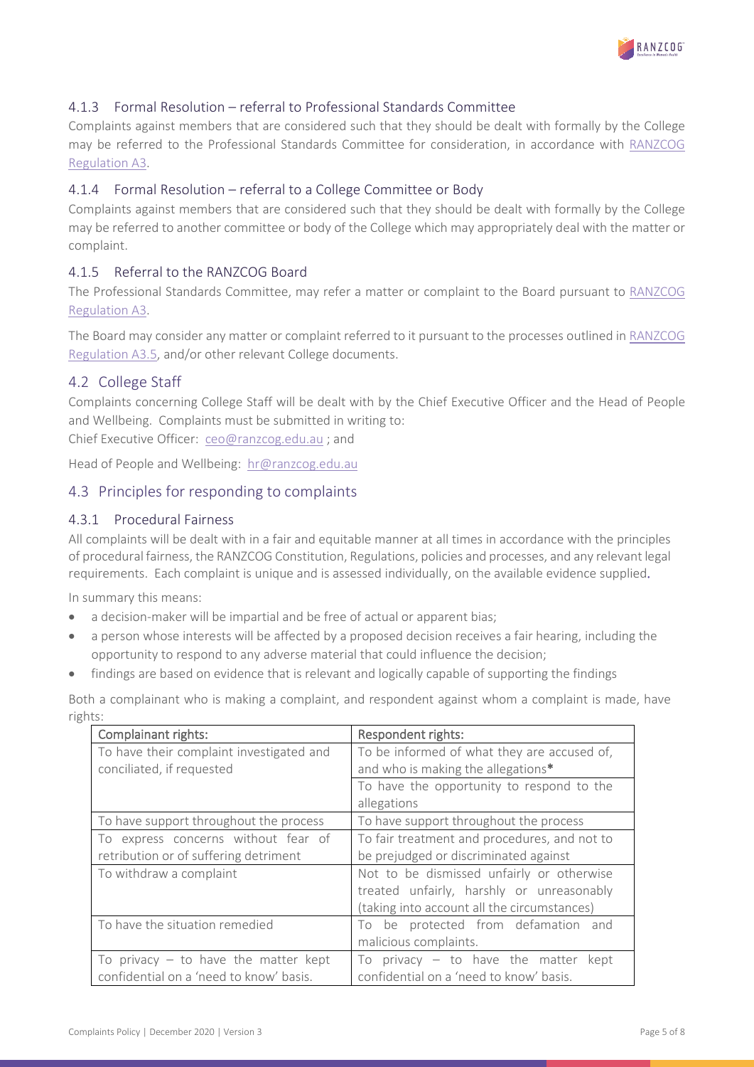### 4.1.3 Formal Resolution – referral to Professional Standards Committee

Complaints against members that are considered such that they should be dealt with formally by the College may be referred to the Professional Standards Committee for consideration, in accordance with RANZCOG Regulation A3.

### 4.1.4 Formal Resolution – referral to a College Committee or Body

Complaints against members that are considered such that they should be dealt with formally by the College may be referred to another committee or body of the College which may appropriately deal with the matter or complaint.

### 4.1.5 Referral to the RANZCOG Board

The Professional Standards Committee, may refer a matter or complaint to the Board pursuant to RANZCOG Regulation A3.

The Board may consider any matter or complaint referred to it pursuant to the processes outlined in RANZCOG Regulation A3.5, and/or other relevant College documents.

## 4.2 College Staff

Complaints concerning College Staff will be dealt with by the Chief Executive Officer and the Head of People and Wellbeing. Complaints must be submitted in writing to:

Chief Executive Officer: ceo@ranzcog.edu.au ; and

Head of People and Wellbeing: hr@ranzcog.edu.au

## 4.3 Principles for responding to complaints

### 4.3.1 Procedural Fairness

All complaints will be dealt with in a fair and equitable manner at all times in accordance with the principles of procedural fairness, the RANZCOG Constitution, Regulations, policies and processes, and any relevant legal requirements. Each complaint is unique and is assessed individually, on the available evidence supplied.

In summary this means:

- a decision-maker will be impartial and be free of actual or apparent bias;
- a person whose interests will be affected by a proposed decision receives a fair hearing, including the opportunity to respond to any adverse material that could influence the decision;
- findings are based on evidence that is relevant and logically capable of supporting the findings

Both a complainant who is making a complaint, and respondent against whom a complaint is made, have rights:

| Complainant rights: | Respondent rights: |
|---|---|
| To have their complaint investigated and conciliated, if requested | To be informed of what they are accused of, and who is making the allegations* |
| | To have the opportunity to respond to the allegations |
| To have support throughout the process | To have support throughout the process |
| To express concerns without fear of retribution or of suffering detriment | To fair treatment and procedures, and not to be prejudged or discriminated against |
| To withdraw a complaint | Not to be dismissed unfairly or otherwise treated unfairly, harshly or unreasonably (taking into account all the circumstances) |
| To have the situation remedied | To be protected from defamation and malicious complaints. |
| To privacy – to have the matter kept confidential on a 'need to know' basis. | To privacy – to have the matter kept confidential on a 'need to know' basis. |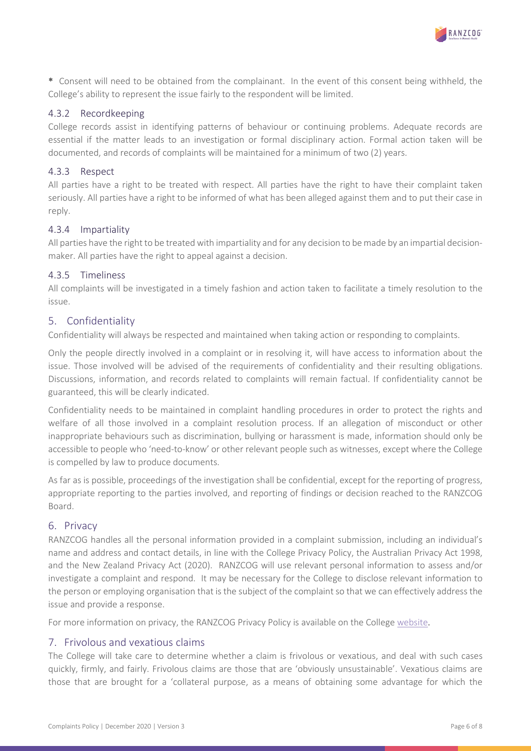* Consent will need to be obtained from the complainant. In the event of this consent being withheld, the College's ability to represent the issue fairly to the respondent will be limited.

### 4.3.2 Recordkeeping

College records assist in identifying patterns of behaviour or continuing problems. Adequate records are essential if the matter leads to an investigation or formal disciplinary action. Formal action taken will be documented, and records of complaints will be maintained for a minimum of two (2) years.

### 4.3.3 Respect

All parties have a right to be treated with respect. All parties have the right to have their complaint taken seriously. All parties have a right to be informed of what has been alleged against them and to put their case in reply.

### 4.3.4 Impartiality

All parties have the right to be treated with impartiality and for any decision to be made by an impartial decision-maker. All parties have the right to appeal against a decision.

### 4.3.5 Timeliness

All complaints will be investigated in a timely fashion and action taken to facilitate a timely resolution to the issue.

## 5. Confidentiality

Confidentiality will always be respected and maintained when taking action or responding to complaints.

Only the people directly involved in a complaint or in resolving it, will have access to information about the issue. Those involved will be advised of the requirements of confidentiality and their resulting obligations. Discussions, information, and records related to complaints will remain factual. If confidentiality cannot be guaranteed, this will be clearly indicated.

Confidentiality needs to be maintained in complaint handling procedures in order to protect the rights and welfare of all those involved in a complaint resolution process. If an allegation of misconduct or other inappropriate behaviours such as discrimination, bullying or harassment is made, information should only be accessible to people who 'need-to-know' or other relevant people such as witnesses, except where the College is compelled by law to produce documents.

As far as is possible, proceedings of the investigation shall be confidential, except for the reporting of progress, appropriate reporting to the parties involved, and reporting of findings or decision reached to the RANZCOG Board.

## 6. Privacy

RANZCOG handles all the personal information provided in a complaint submission, including an individual's name and address and contact details, in line with the College Privacy Policy, the Australian Privacy Act 1998, and the New Zealand Privacy Act (2020). RANZCOG will use relevant personal information to assess and/or investigate a complaint and respond. It may be necessary for the College to disclose relevant information to the person or employing organisation that is the subject of the complaint so that we can effectively address the issue and provide a response.

For more information on privacy, the RANZCOG Privacy Policy is available on the College website.

## 7. Frivolous and vexatious claims

The College will take care to determine whether a claim is frivolous or vexatious, and deal with such cases quickly, firmly, and fairly. Frivolous claims are those that are 'obviously unsustainable'. Vexatious claims are those that are brought for a 'collateral purpose, as a means of obtaining some advantage for which the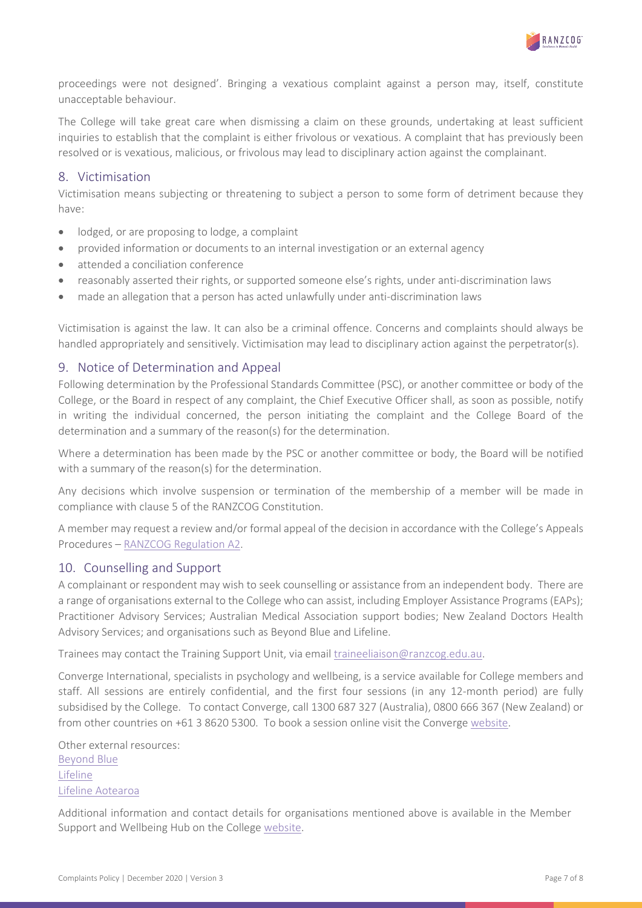proceedings were not designed'. Bringing a vexatious complaint against a person may, itself, constitute unacceptable behaviour.

The College will take great care when dismissing a claim on these grounds, undertaking at least sufficient inquiries to establish that the complaint is either frivolous or vexatious. A complaint that has previously been resolved or is vexatious, malicious, or frivolous may lead to disciplinary action against the complainant.

## 8. Victimisation

Victimisation means subjecting or threatening to subject a person to some form of detriment because they have:

- lodged, or are proposing to lodge, a complaint
- provided information or documents to an internal investigation or an external agency
- attended a conciliation conference
- reasonably asserted their rights, or supported someone else's rights, under anti-discrimination laws
- made an allegation that a person has acted unlawfully under anti-discrimination laws

Victimisation is against the law. It can also be a criminal offence. Concerns and complaints should always be handled appropriately and sensitively. Victimisation may lead to disciplinary action against the perpetrator(s).

## 9. Notice of Determination and Appeal

Following determination by the Professional Standards Committee (PSC), or another committee or body of the College, or the Board in respect of any complaint, the Chief Executive Officer shall, as soon as possible, notify in writing the individual concerned, the person initiating the complaint and the College Board of the determination and a summary of the reason(s) for the determination.

Where a determination has been made by the PSC or another committee or body, the Board will be notified with a summary of the reason(s) for the determination.

Any decisions which involve suspension or termination of the membership of a member will be made in compliance with clause 5 of the RANZCOG Constitution.

A member may request a review and/or formal appeal of the decision in accordance with the College's Appeals Procedures – RANZCOG Regulation A2.

## 10. Counselling and Support

A complainant or respondent may wish to seek counselling or assistance from an independent body. There are a range of organisations external to the College who can assist, including Employer Assistance Programs (EAPs); Practitioner Advisory Services; Australian Medical Association support bodies; New Zealand Doctors Health Advisory Services; and organisations such as Beyond Blue and Lifeline.

Trainees may contact the Training Support Unit, via email traineeliaison@ranzcog.edu.au.

Converge International, specialists in psychology and wellbeing, is a service available for College members and staff. All sessions are entirely confidential, and the first four sessions (in any 12-month period) are fully subsidised by the College. To contact Converge, call 1300 687 327 (Australia), 0800 666 367 (New Zealand) or from other countries on +61 3 8620 5300. To book a session online visit the Converge website.

Other external resources:
Beyond Blue
Lifeline
Lifeline Aotearoa

Additional information and contact details for organisations mentioned above is available in the Member Support and Wellbeing Hub on the College website.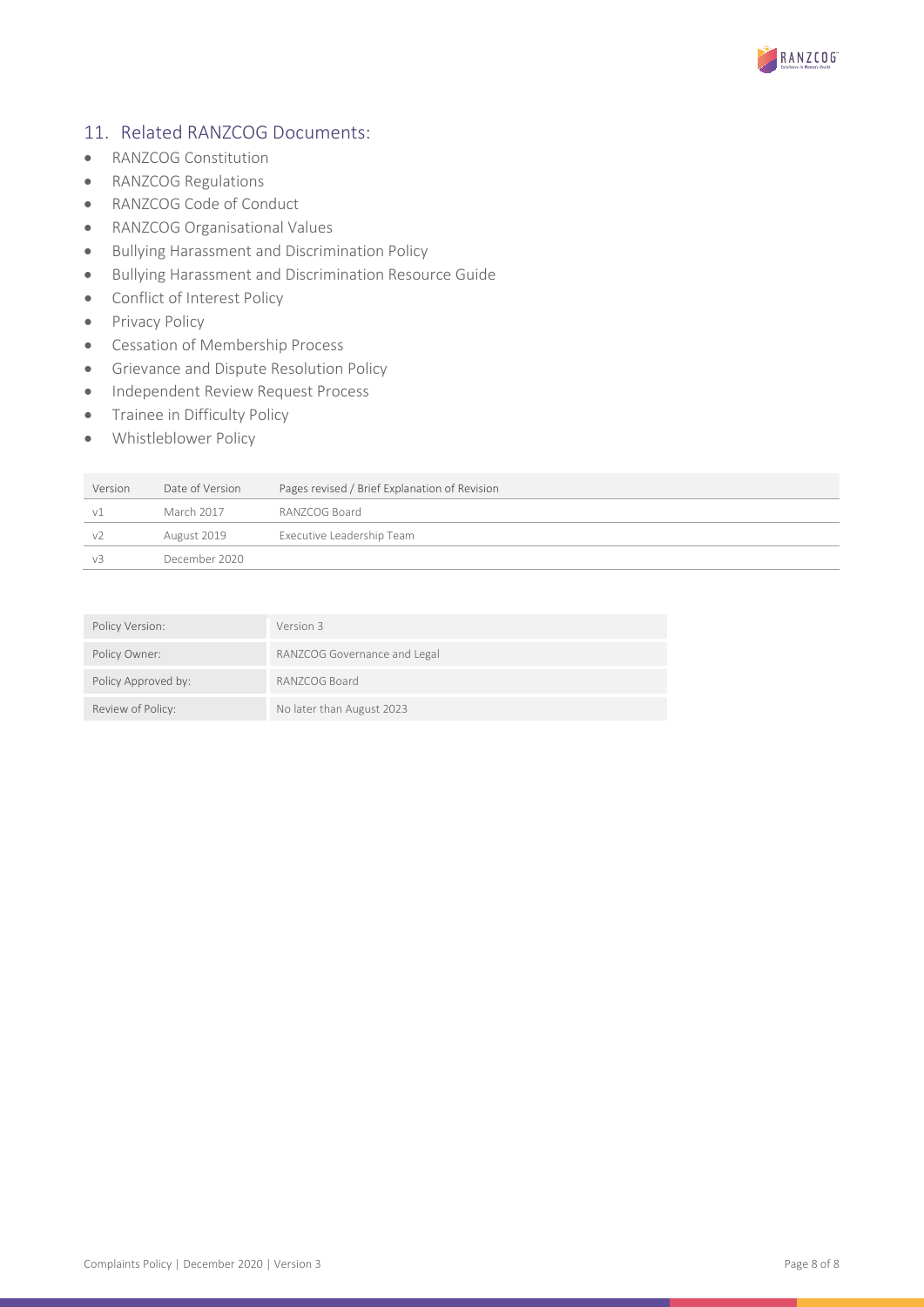## 11. Related RANZCOG Documents:

- RANZCOG Constitution
- RANZCOG Regulations
- RANZCOG Code of Conduct
- RANZCOG Organisational Values
- Bullying Harassment and Discrimination Policy
- Bullying Harassment and Discrimination Resource Guide
- Conflict of Interest Policy
- Privacy Policy
- Cessation of Membership Process
- Grievance and Dispute Resolution Policy
- Independent Review Request Process
- Trainee in Difficulty Policy
- Whistleblower Policy

| Version | Date of Version | Pages revised / Brief Explanation of Revision |
|---|---|---|
| v1 | March 2017 | RANZCOG Board |
| v2 | August 2019 | Executive Leadership Team |
| v3 | December 2020 | |

| | |
|---|---|
| Policy Version: | Version 3 |
| Policy Owner: | RANZCOG Governance and Legal |
| Policy Approved by: | RANZCOG Board |
| Review of Policy: | No later than August 2023 |